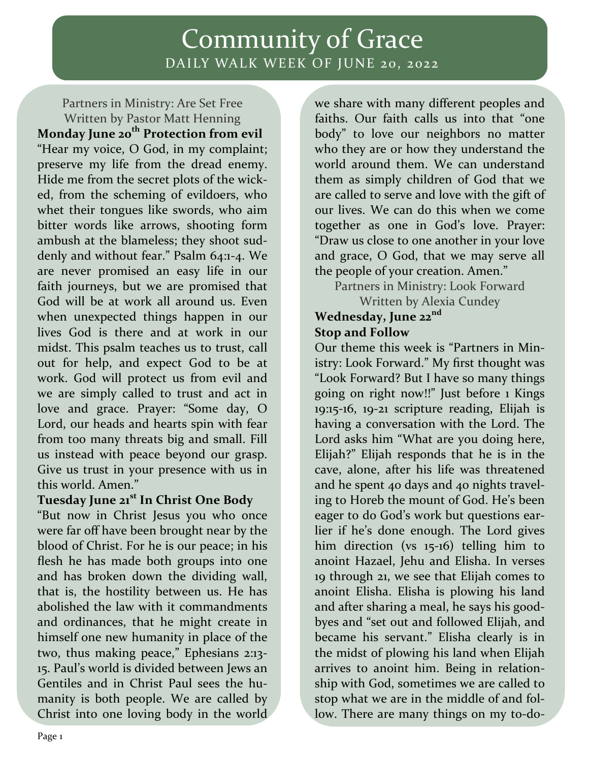# Community of Grace

DAILY WALK WEEK OF JUNE 20, 2022

Partners in Ministry: Are Set Free
Written by Pastor Matt Henning

**Monday June 20th Protection from evil**

"Hear my voice, O God, in my complaint; preserve my life from the dread enemy. Hide me from the secret plots of the wicked, from the scheming of evildoers, who whet their tongues like swords, who aim bitter words like arrows, shooting form ambush at the blameless; they shoot suddenly and without fear." Psalm 64:1-4. We are never promised an easy life in our faith journeys, but we are promised that God will be at work all around us. Even when unexpected things happen in our lives God is there and at work in our midst. This psalm teaches us to trust, call out for help, and expect God to be at work. God will protect us from evil and we are simply called to trust and act in love and grace. Prayer: "Some day, O Lord, our heads and hearts spin with fear from too many threats big and small. Fill us instead with peace beyond our grasp. Give us trust in your presence with us in this world. Amen."

**Tuesday June 21st In Christ One Body**

"But now in Christ Jesus you who once were far off have been brought near by the blood of Christ. For he is our peace; in his flesh he has made both groups into one and has broken down the dividing wall, that is, the hostility between us. He has abolished the law with it commandments and ordinances, that he might create in himself one new humanity in place of the two, thus making peace," Ephesians 2:13-15. Paul's world is divided between Jews an Gentiles and in Christ Paul sees the humanity is both people. We are called by Christ into one loving body in the world we share with many different peoples and faiths. Our faith calls us into that "one body" to love our neighbors no matter who they are or how they understand the world around them. We can understand them as simply children of God that we are called to serve and love with the gift of our lives. We can do this when we come together as one in God's love. Prayer: "Draw us close to one another in your love and grace, O God, that we may serve all the people of your creation. Amen."

Partners in Ministry: Look Forward
Written by Alexia Cundey

**Wednesday, June 22nd**
**Stop and Follow**

Our theme this week is "Partners in Ministry: Look Forward." My first thought was "Look Forward? But I have so many things going on right now!!" Just before 1 Kings 19:15-16, 19-21 scripture reading, Elijah is having a conversation with the Lord. The Lord asks him "What are you doing here, Elijah?" Elijah responds that he is in the cave, alone, after his life was threatened and he spent 40 days and 40 nights traveling to Horeb the mount of God. He's been eager to do God's work but questions earlier if he's done enough. The Lord gives him direction (vs 15-16) telling him to anoint Hazael, Jehu and Elisha. In verses 19 through 21, we see that Elijah comes to anoint Elisha. Elisha is plowing his land and after sharing a meal, he says his goodbyes and "set out and followed Elijah, and became his servant." Elisha clearly is in the midst of plowing his land when Elijah arrives to anoint him. Being in relationship with God, sometimes we are called to stop what we are in the middle of and follow. There are many things on my to-do-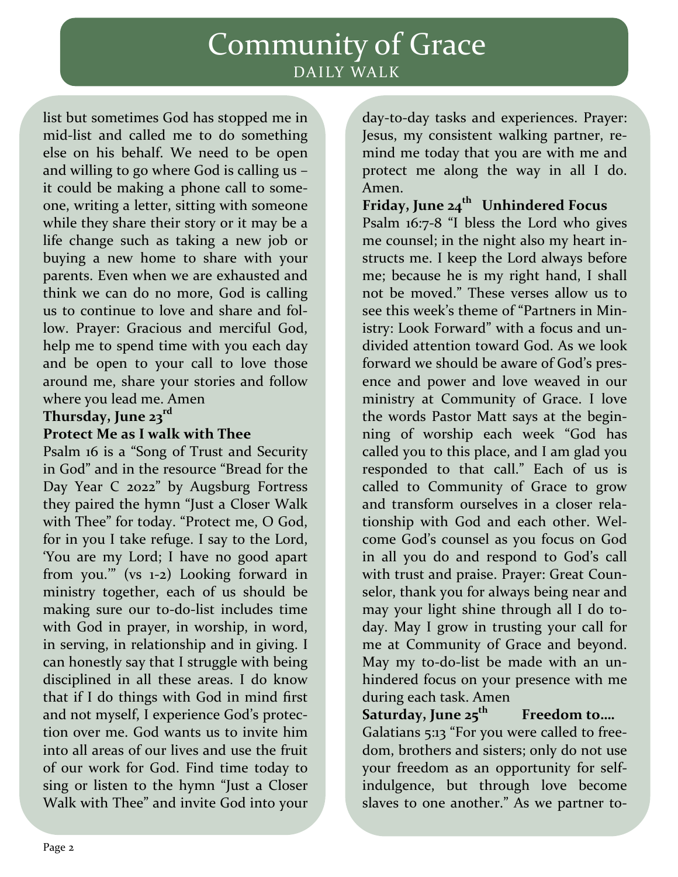list but sometimes God has stopped me in mid-list and called me to do something else on his behalf. We need to be open and willing to go where God is calling us – it could be making a phone call to someone, writing a letter, sitting with someone while they share their story or it may be a life change such as taking a new job or buying a new home to share with your parents. Even when we are exhausted and think we can do no more, God is calling us to continue to love and share and follow. Prayer: Gracious and merciful God, help me to spend time with you each day and be open to your call to love those around me, share your stories and follow where you lead me. Amen

**Thursday, June 23rd**

**Protect Me as I walk with Thee**

Psalm 16 is a "Song of Trust and Security in God" and in the resource "Bread for the Day Year C 2022" by Augsburg Fortress they paired the hymn "Just a Closer Walk with Thee" for today. "Protect me, O God, for in you I take refuge. I say to the Lord, 'You are my Lord; I have no good apart from you.'" (vs 1-2) Looking forward in ministry together, each of us should be making sure our to-do-list includes time with God in prayer, in worship, in word, in serving, in relationship and in giving. I can honestly say that I struggle with being disciplined in all these areas. I do know that if I do things with God in mind first and not myself, I experience God's protection over me. God wants us to invite him into all areas of our lives and use the fruit of our work for God. Find time today to sing or listen to the hymn "Just a Closer Walk with Thee" and invite God into your day-to-day tasks and experiences. Prayer: Jesus, my consistent walking partner, remind me today that you are with me and protect me along the way in all I do. Amen.

**Friday, June 24th Unhindered Focus**

Psalm 16:7-8 "I bless the Lord who gives me counsel; in the night also my heart instructs me. I keep the Lord always before me; because he is my right hand, I shall not be moved." These verses allow us to see this week's theme of "Partners in Ministry: Look Forward" with a focus and undivided attention toward God. As we look forward we should be aware of God's presence and power and love weaved in our ministry at Community of Grace. I love the words Pastor Matt says at the beginning of worship each week "God has called you to this place, and I am glad you responded to that call." Each of us is called to Community of Grace to grow and transform ourselves in a closer relationship with God and each other. Welcome God's counsel as you focus on God in all you do and respond to God's call with trust and praise. Prayer: Great Counselor, thank you for always being near and may your light shine through all I do today. May I grow in trusting your call for me at Community of Grace and beyond. May my to-do-list be made with an unhindered focus on your presence with me during each task. Amen

**Saturday, June 25th Freedom to….**

Galatians 5:13 "For you were called to freedom, brothers and sisters; only do not use your freedom as an opportunity for self-indulgence, but through love become slaves to one another." As we partner to-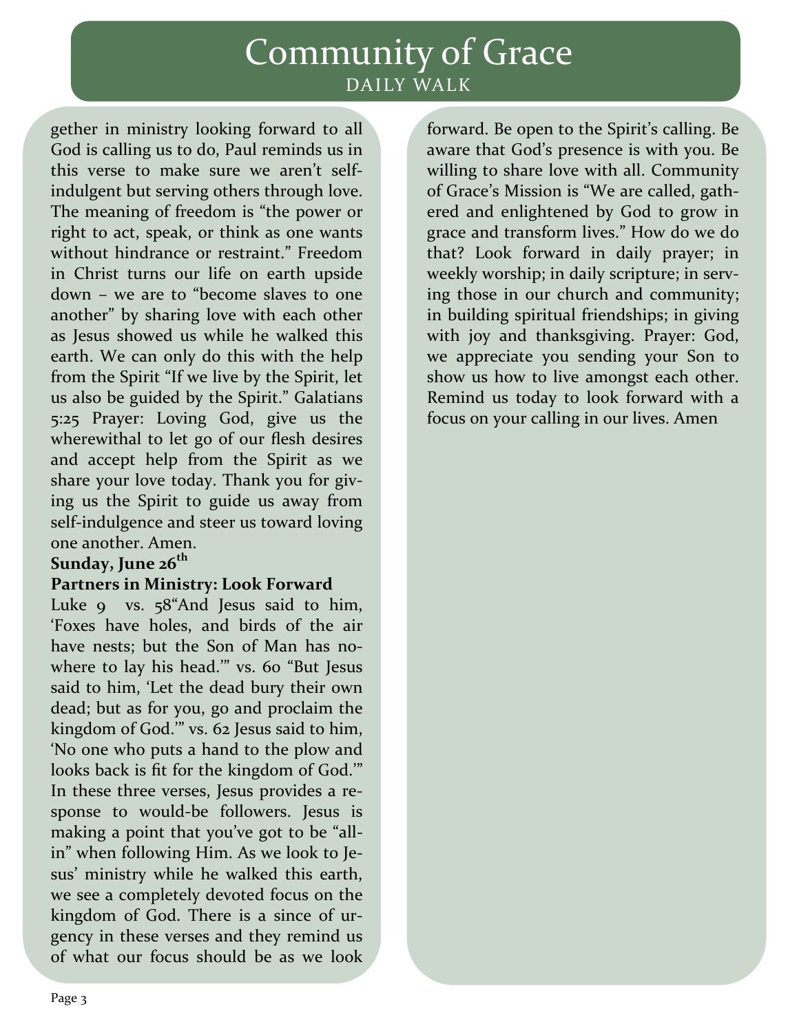gether in ministry looking forward to all God is calling us to do, Paul reminds us in this verse to make sure we aren't self-indulgent but serving others through love. The meaning of freedom is "the power or right to act, speak, or think as one wants without hindrance or restraint." Freedom in Christ turns our life on earth upside down – we are to "become slaves to one another" by sharing love with each other as Jesus showed us while he walked this earth. We can only do this with the help from the Spirit "If we live by the Spirit, let us also be guided by the Spirit." Galatians 5:25 Prayer: Loving God, give us the wherewithal to let go of our flesh desires and accept help from the Spirit as we share your love today. Thank you for giving us the Spirit to guide us away from self-indulgence and steer us toward loving one another. Amen.

**Sunday, June 26th**

**Partners in Ministry: Look Forward**

Luke 9 vs. 58"And Jesus said to him, 'Foxes have holes, and birds of the air have nests; but the Son of Man has nowhere to lay his head.'" vs. 60 "But Jesus said to him, 'Let the dead bury their own dead; but as for you, go and proclaim the kingdom of God.'" vs. 62 Jesus said to him, 'No one who puts a hand to the plow and looks back is fit for the kingdom of God.'" In these three verses, Jesus provides a response to would-be followers. Jesus is making a point that you've got to be "all-in" when following Him. As we look to Jesus' ministry while he walked this earth, we see a completely devoted focus on the kingdom of God. There is a since of urgency in these verses and they remind us of what our focus should be as we look forward. Be open to the Spirit's calling. Be aware that God's presence is with you. Be willing to share love with all. Community of Grace's Mission is "We are called, gathered and enlightened by God to grow in grace and transform lives." How do we do that? Look forward in daily prayer; in weekly worship; in daily scripture; in serving those in our church and community; in building spiritual friendships; in giving with joy and thanksgiving. Prayer: God, we appreciate you sending your Son to show us how to live amongst each other. Remind us today to look forward with a focus on your calling in our lives. Amen